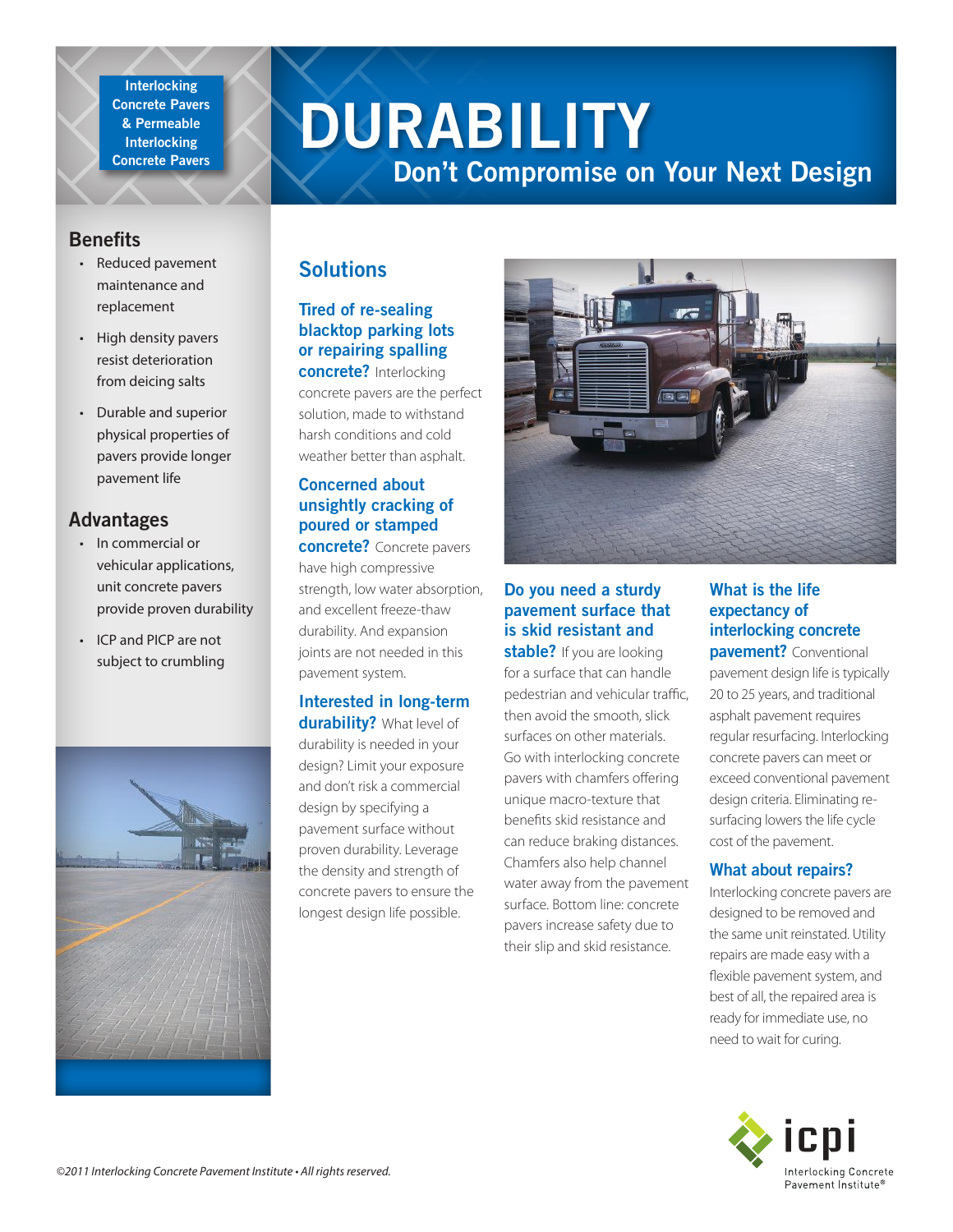Interlocking Concrete Pavers & Permeable Interlocking Concrete Pavers

# DURABILITY

## Don't Compromise on Your Next Design

### Benefits

- Reduced pavement maintenance and replacement
- High density pavers resist deterioration from deicing salts
- Durable and superior physical properties of pavers provide longer pavement life

### Advantages

- In commercial or vehicular applications, unit concrete pavers provide proven durability
- ICP and PICP are not subject to crumbling

## Solutions

**Tired of re-sealing blacktop parking lots or repairing spalling concrete?** Interlocking concrete pavers are the perfect solution, made to withstand harsh conditions and cold weather better than asphalt.

**Concerned about unsightly cracking of poured or stamped concrete?** Concrete pavers have high compressive strength, low water absorption, and excellent freeze-thaw durability. And expansion joints are not needed in this pavement system.

**Interested in long-term durability?** What level of durability is needed in your design? Limit your exposure and don't risk a commercial design by specifying a pavement surface without proven durability. Leverage the density and strength of concrete pavers to ensure the longest design life possible.

**Do you need a sturdy pavement surface that is skid resistant and stable?** If you are looking for a surface that can handle pedestrian and vehicular traffic, then avoid the smooth, slick surfaces on other materials. Go with interlocking concrete pavers with chamfers offering unique macro-texture that benefits skid resistance and can reduce braking distances. Chamfers also help channel water away from the pavement surface. Bottom line: concrete pavers increase safety due to their slip and skid resistance.

**What is the life expectancy of interlocking concrete pavement?** Conventional pavement design life is typically 20 to 25 years, and traditional asphalt pavement requires regular resurfacing. Interlocking concrete pavers can meet or exceed conventional pavement design criteria. Eliminating re-surfacing lowers the life cycle cost of the pavement.

**What about repairs?**
Interlocking concrete pavers are designed to be removed and the same unit reinstated. Utility repairs are made easy with a flexible pavement system, and best of all, the repaired area is ready for immediate use, no need to wait for curing.

icpi — Interlocking Concrete Pavement Institute®

*©2011 Interlocking Concrete Pavement Institute • All rights reserved.*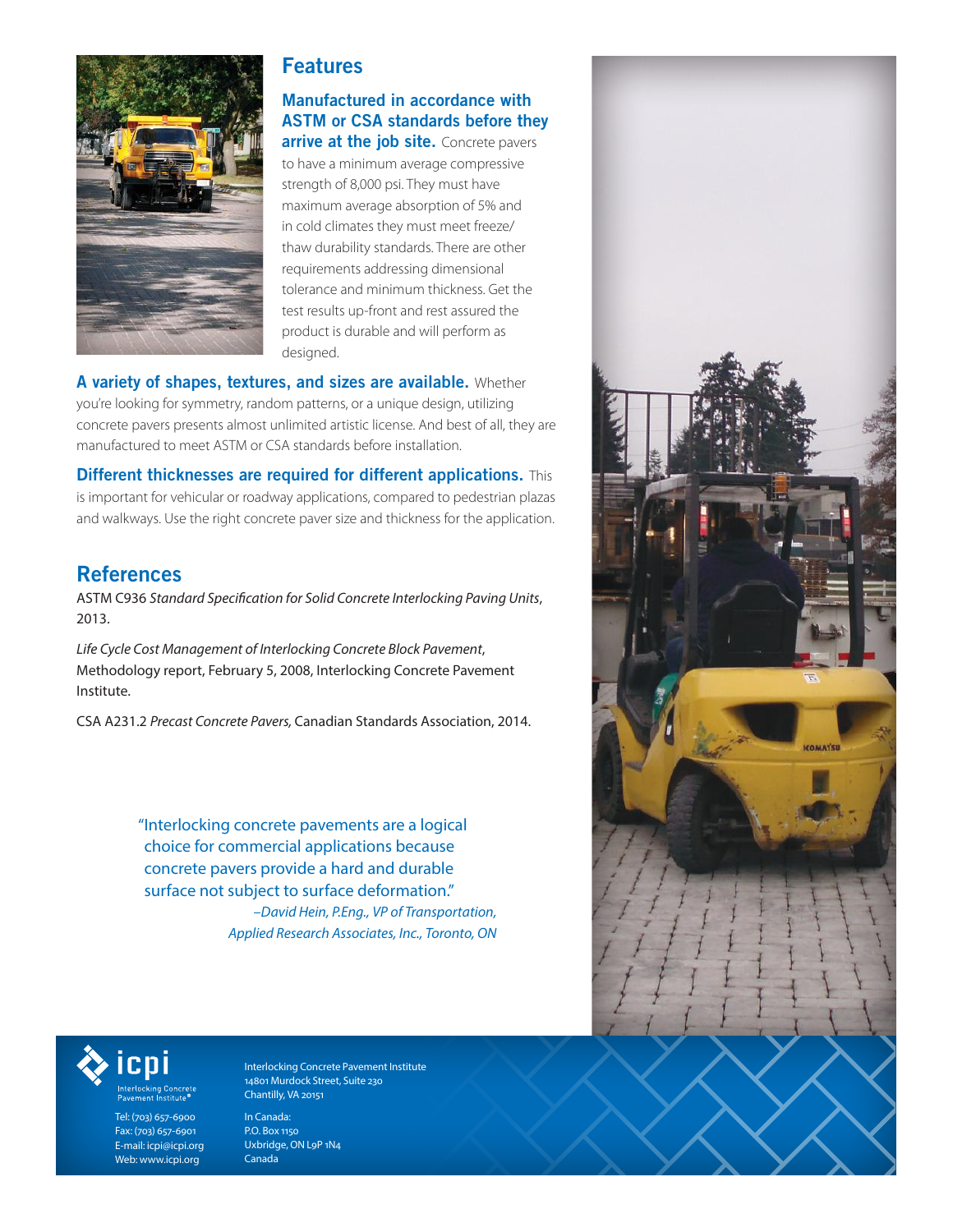## Features

**Manufactured in accordance with ASTM or CSA standards before they arrive at the job site.** Concrete pavers to have a minimum average compressive strength of 8,000 psi. They must have maximum average absorption of 5% and in cold climates they must meet freeze/thaw durability standards. There are other requirements addressing dimensional tolerance and minimum thickness. Get the test results up-front and rest assured the product is durable and will perform as designed.

**A variety of shapes, textures, and sizes are available.** Whether you're looking for symmetry, random patterns, or a unique design, utilizing concrete pavers presents almost unlimited artistic license. And best of all, they are manufactured to meet ASTM or CSA standards before installation.

**Different thicknesses are required for different applications.** This is important for vehicular or roadway applications, compared to pedestrian plazas and walkways. Use the right concrete paver size and thickness for the application.

## References

ASTM C936 *Standard Specification for Solid Concrete Interlocking Paving Units*, 2013.

*Life Cycle Cost Management of Interlocking Concrete Block Pavement*, Methodology report, February 5, 2008, Interlocking Concrete Pavement Institute.

CSA A231.2 *Precast Concrete Pavers,* Canadian Standards Association, 2014.

"Interlocking concrete pavements are a logical choice for commercial applications because concrete pavers provide a hard and durable surface not subject to surface deformation."

*–David Hein, P.Eng., VP of Transportation, Applied Research Associates, Inc., Toronto, ON*

icpi
Interlocking Concrete Pavement Institute®

Tel: (703) 657-6900
Fax: (703) 657-6901
E-mail: icpi@icpi.org
Web: www.icpi.org

Interlocking Concrete Pavement Institute
14801 Murdock Street, Suite 230
Chantilly, VA 20151

In Canada:
P.O. Box 1150
Uxbridge, ON L9P 1N4
Canada